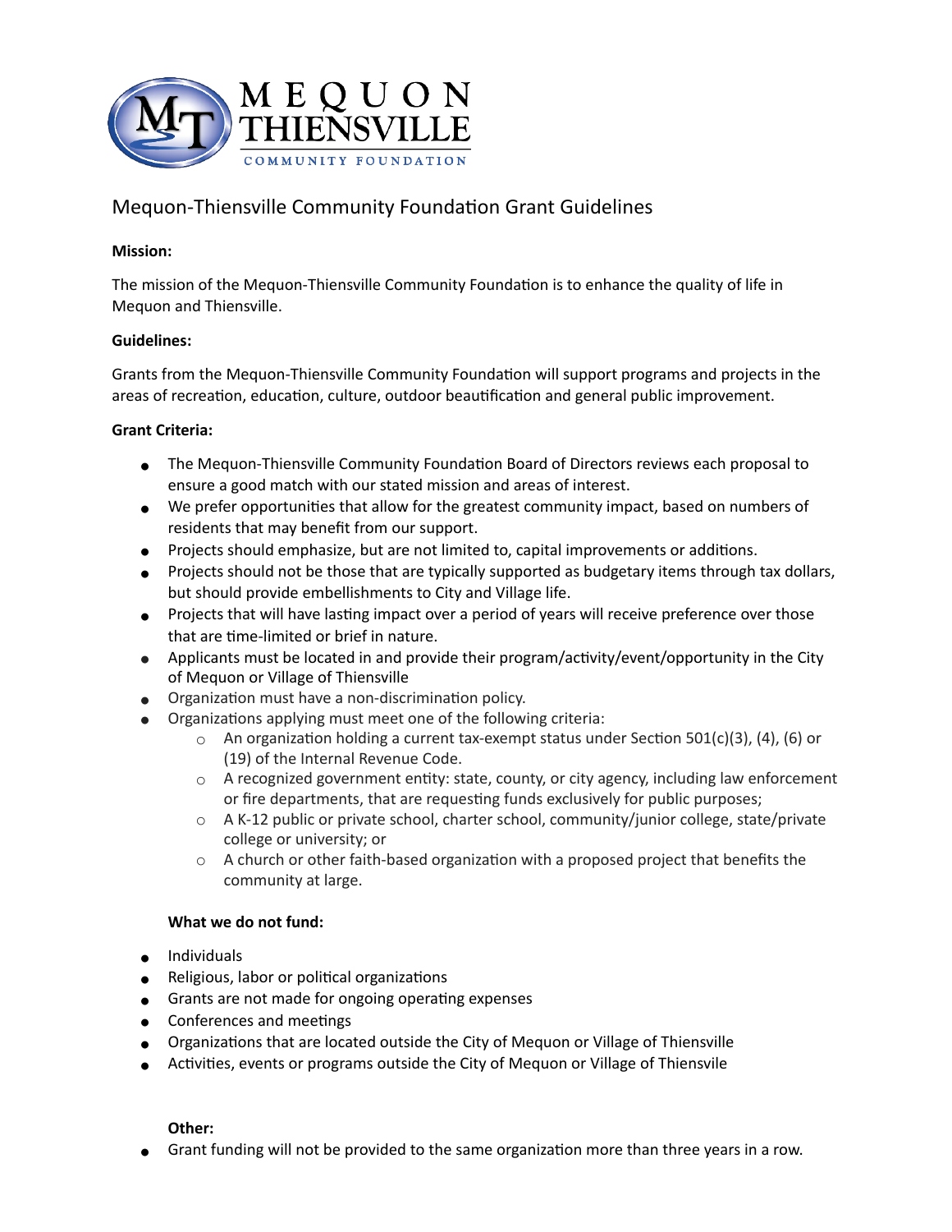# Mequon-Thiensville Community Foundation Grant Guidelines

**Mission:**

The mission of the Mequon-Thiensville Community Foundation is to enhance the quality of life in Mequon and Thiensville.

**Guidelines:**

Grants from the Mequon-Thiensville Community Foundation will support programs and projects in the areas of recreation, education, culture, outdoor beautification and general public improvement.

**Grant Criteria:**

- The Mequon-Thiensville Community Foundation Board of Directors reviews each proposal to ensure a good match with our stated mission and areas of interest.
- We prefer opportunities that allow for the greatest community impact, based on numbers of residents that may benefit from our support.
- Projects should emphasize, but are not limited to, capital improvements or additions.
- Projects should not be those that are typically supported as budgetary items through tax dollars, but should provide embellishments to City and Village life.
- Projects that will have lasting impact over a period of years will receive preference over those that are time-limited or brief in nature.
- Applicants must be located in and provide their program/activity/event/opportunity in the City of Mequon or Village of Thiensville
- Organization must have a non-discrimination policy.
- Organizations applying must meet one of the following criteria:
  - An organization holding a current tax-exempt status under Section 501(c)(3), (4), (6) or (19) of the Internal Revenue Code.
  - A recognized government entity: state, county, or city agency, including law enforcement or fire departments, that are requesting funds exclusively for public purposes;
  - A K-12 public or private school, charter school, community/junior college, state/private college or university; or
  - A church or other faith-based organization with a proposed project that benefits the community at large.

**What we do not fund:**

- Individuals
- Religious, labor or political organizations
- Grants are not made for ongoing operating expenses
- Conferences and meetings
- Organizations that are located outside the City of Mequon or Village of Thiensville
- Activities, events or programs outside the City of Mequon or Village of Thiensvile

**Other:**

- Grant funding will not be provided to the same organization more than three years in a row.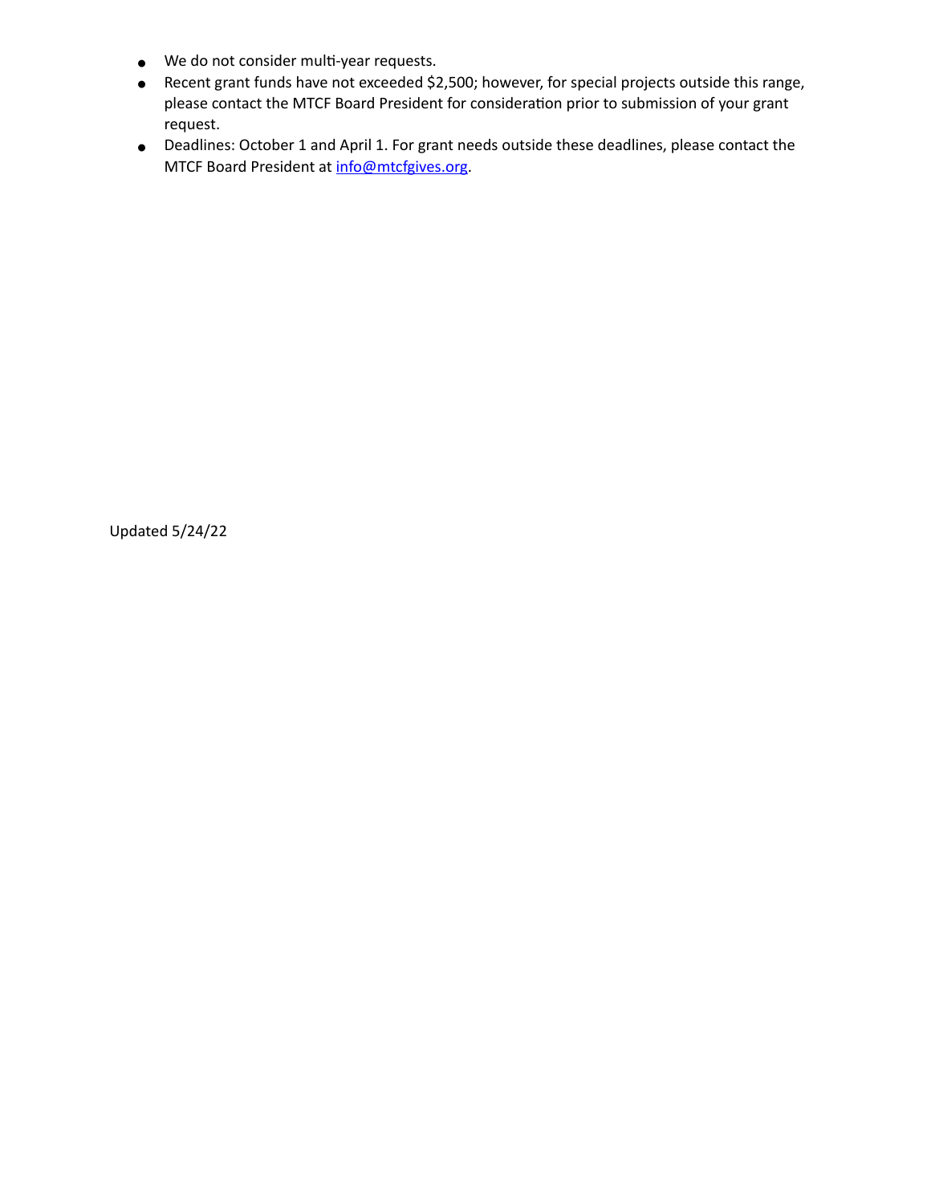- We do not consider multi-year requests.
- Recent grant funds have not exceeded $2,500; however, for special projects outside this range, please contact the MTCF Board President for consideration prior to submission of your grant request.
- Deadlines: October 1 and April 1. For grant needs outside these deadlines, please contact the MTCF Board President at [info@mtcfgives.org](mailto:info@mtcfgives.org).

Updated 5/24/22